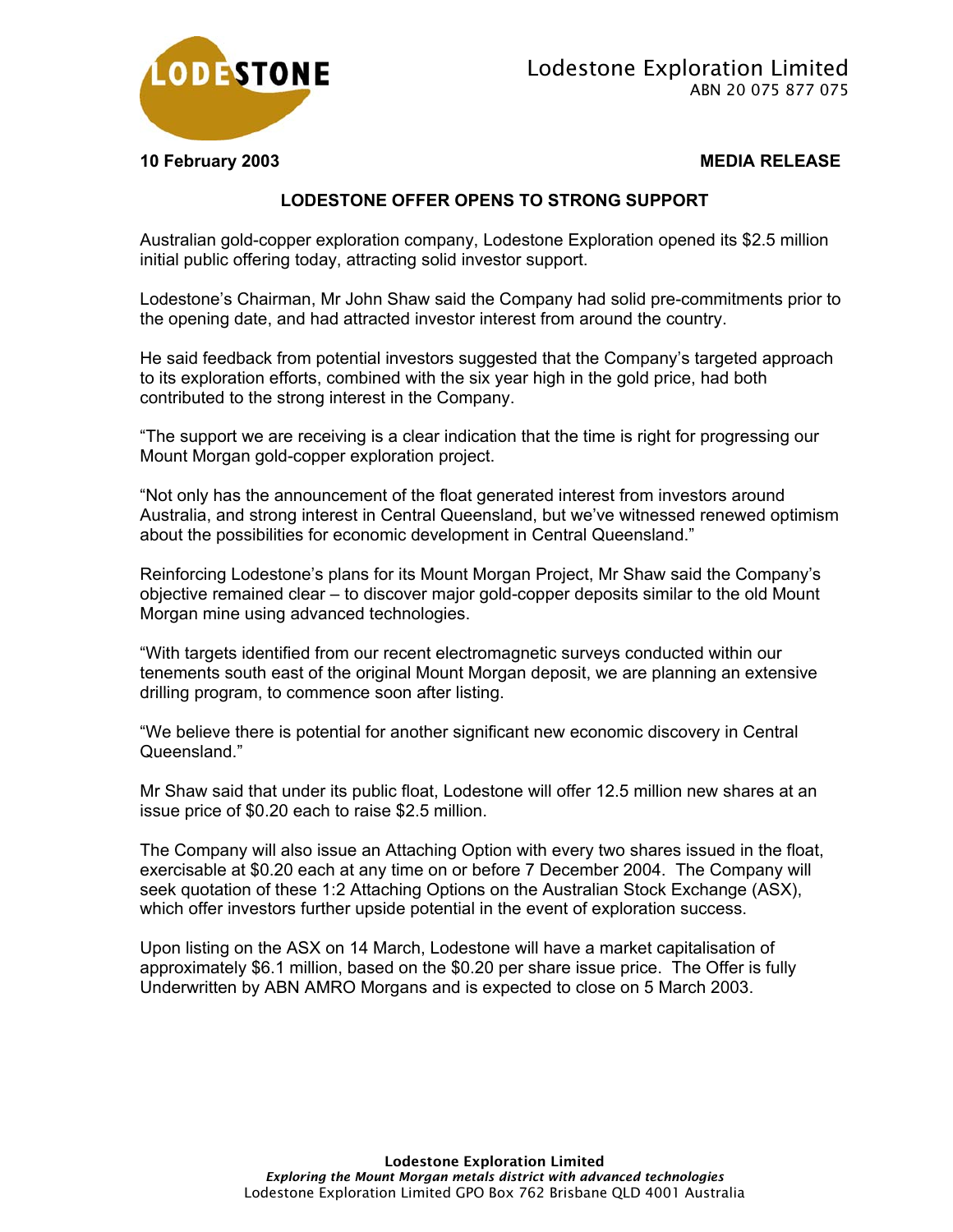**LODESTONE**

Lodestone Exploration Limited
ABN 20 075 877 075

**10 February 2003** **MEDIA RELEASE**

## LODESTONE OFFER OPENS TO STRONG SUPPORT

Australian gold-copper exploration company, Lodestone Exploration opened its $2.5 million initial public offering today, attracting solid investor support.

Lodestone's Chairman, Mr John Shaw said the Company had solid pre-commitments prior to the opening date, and had attracted investor interest from around the country.

He said feedback from potential investors suggested that the Company's targeted approach to its exploration efforts, combined with the six year high in the gold price, had both contributed to the strong interest in the Company.

"The support we are receiving is a clear indication that the time is right for progressing our Mount Morgan gold-copper exploration project.

"Not only has the announcement of the float generated interest from investors around Australia, and strong interest in Central Queensland, but we've witnessed renewed optimism about the possibilities for economic development in Central Queensland."

Reinforcing Lodestone's plans for its Mount Morgan Project, Mr Shaw said the Company's objective remained clear – to discover major gold-copper deposits similar to the old Mount Morgan mine using advanced technologies.

"With targets identified from our recent electromagnetic surveys conducted within our tenements south east of the original Mount Morgan deposit, we are planning an extensive drilling program, to commence soon after listing.

"We believe there is potential for another significant new economic discovery in Central Queensland."

Mr Shaw said that under its public float, Lodestone will offer 12.5 million new shares at an issue price of $0.20 each to raise $2.5 million.

The Company will also issue an Attaching Option with every two shares issued in the float, exercisable at $0.20 each at any time on or before 7 December 2004. The Company will seek quotation of these 1:2 Attaching Options on the Australian Stock Exchange (ASX), which offer investors further upside potential in the event of exploration success.

Upon listing on the ASX on 14 March, Lodestone will have a market capitalisation of approximately $6.1 million, based on the $0.20 per share issue price. The Offer is fully Underwritten by ABN AMRO Morgans and is expected to close on 5 March 2003.

**Lodestone Exploration Limited**
***Exploring the Mount Morgan metals district with advanced technologies***
Lodestone Exploration Limited GPO Box 762 Brisbane QLD 4001 Australia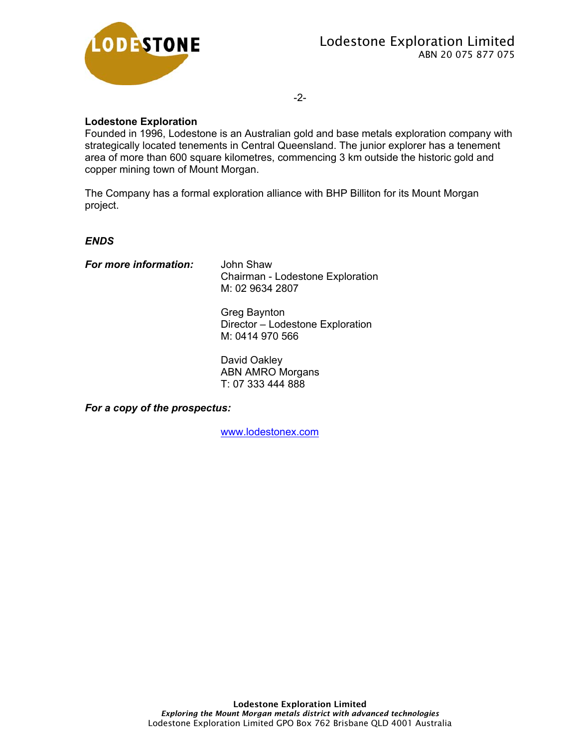**Lodestone Exploration**
Founded in 1996, Lodestone is an Australian gold and base metals exploration company with strategically located tenements in Central Queensland. The junior explorer has a tenement area of more than 600 square kilometres, commencing 3 km outside the historic gold and copper mining town of Mount Morgan.

The Company has a formal exploration alliance with BHP Billiton for its Mount Morgan project.

***ENDS***

***For more information:***

John Shaw
Chairman - Lodestone Exploration
M: 02 9634 2807

Greg Baynton
Director – Lodestone Exploration
M: 0414 970 566

David Oakley
ABN AMRO Morgans
T: 07 333 444 888

***For a copy of the prospectus:***

www.lodestonex.com